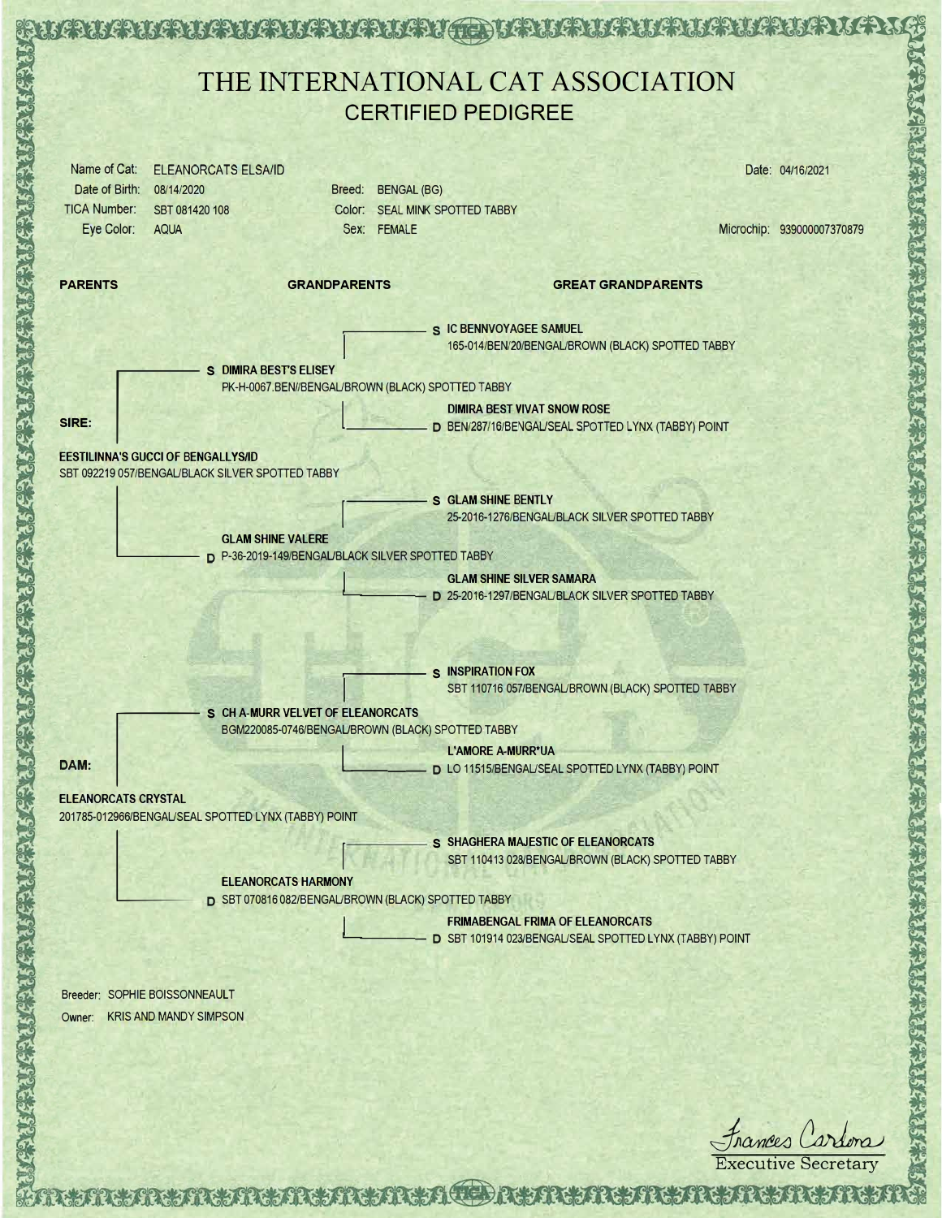# THE INTERNATIONAL CAT ASSOCIATION

## CERTIFIED PEDIGREE

Name of Cat: ELEANORCATS ELSA/ID

Date: 04/16/2021

Date of Birth: 08/14/2020

Breed: BENGAL (BG)

TICA Number: SBT 081420 108

Color: SEAL MINK SPOTTED TABBY

Eye Color: AQUA

Sex: FEMALE

Microchip: 939000007370879

| PARENTS | GRANDPARENTS | GREAT GRANDPARENTS |
|---|---|---|
| **SIRE:** EESTILINNA'S GUCCI OF BENGALLYS/ID SBT 092219 057/BENGAL/BLACK SILVER SPOTTED TABBY | **S DIMIRA BEST'S ELISEY** PK-H-0067.BEN//BENGAL/BROWN (BLACK) SPOTTED TABBY | **S IC BENNVOYAGEE SAMUEL** 165-014/BEN/20/BENGAL/BROWN (BLACK) SPOTTED TABBY |
| | | **D DIMIRA BEST VIVAT SNOW ROSE** BEN/287/16/BENGAL/SEAL SPOTTED LYNX (TABBY) POINT |
| | **D GLAM SHINE VALERE** P-36-2019-149/BENGAL/BLACK SILVER SPOTTED TABBY | **S GLAM SHINE BENTLY** 25-2016-1276/BENGAL/BLACK SILVER SPOTTED TABBY |
| | | **D GLAM SHINE SILVER SAMARA** 25-2016-1297/BENGAL/BLACK SILVER SPOTTED TABBY |
| **DAM:** ELEANORCATS CRYSTAL 201785-012966/BENGAL/SEAL SPOTTED LYNX (TABBY) POINT | **S CH A-MURR VELVET OF ELEANORCATS** BGM220085-0746/BENGAL/BROWN (BLACK) SPOTTED TABBY | **S INSPIRATION FOX** SBT 110716 057/BENGAL/BROWN (BLACK) SPOTTED TABBY |
| | | **D L'AMORE A-MURR\*UA** LO 11515/BENGAL/SEAL SPOTTED LYNX (TABBY) POINT |
| | **D ELEANORCATS HARMONY** SBT 070816 082/BENGAL/BROWN (BLACK) SPOTTED TABBY | **S SHAGHERA MAJESTIC OF ELEANORCATS** SBT 110413 028/BENGAL/BROWN (BLACK) SPOTTED TABBY |
| | | **D FRIMABENGAL FRIMA OF ELEANORCATS** SBT 101914 023/BENGAL/SEAL SPOTTED LYNX (TABBY) POINT |

Breeder: SOPHIE BOISSONNEAULT

Owner: KRIS AND MANDY SIMPSON

*Frances Cardona*

Executive Secretary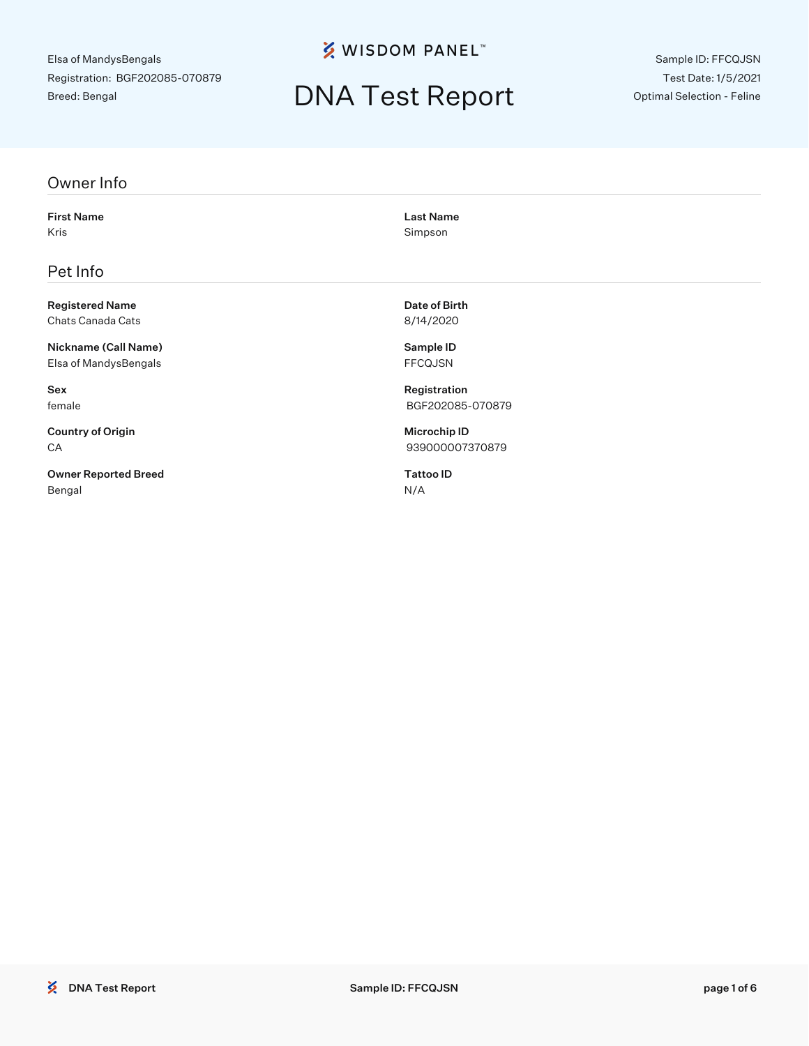Elsa of MandysBengals
Registration: BGF202085-070879
Breed: Bengal

WISDOM PANEL™

# DNA Test Report

Sample ID: FFCQJSN
Test Date: 1/5/2021
Optimal Selection - Feline

## Owner Info

**First Name**
Kris

**Last Name**
Simpson

## Pet Info

**Registered Name**
Chats Canada Cats

**Date of Birth**
8/14/2020

**Nickname (Call Name)**
Elsa of MandysBengals

**Sample ID**
FFCQJSN

**Sex**
female

**Registration**
BGF202085-070879

**Country of Origin**
CA

**Microchip ID**
939000007370879

**Owner Reported Breed**
Bengal

**Tattoo ID**
N/A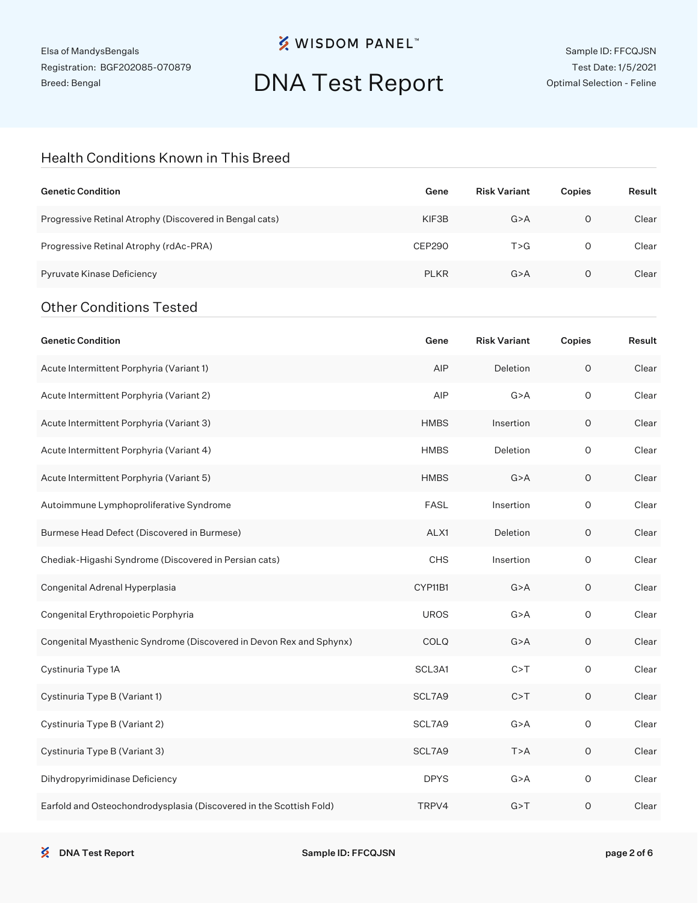Elsa of MandysBengals
Registration: BGF202085-070879
Breed: Bengal

WISDOM PANEL™

# DNA Test Report

Sample ID: FFCQJSN
Test Date: 1/5/2021
Optimal Selection - Feline

## Health Conditions Known in This Breed

| Genetic Condition | Gene | Risk Variant | Copies | Result |
|---|---|---|---|---|
| Progressive Retinal Atrophy (Discovered in Bengal cats) | KIF3B | G>A | 0 | Clear |
| Progressive Retinal Atrophy (rdAc-PRA) | CEP290 | T>G | 0 | Clear |
| Pyruvate Kinase Deficiency | PLKR | G>A | 0 | Clear |

## Other Conditions Tested

| Genetic Condition | Gene | Risk Variant | Copies | Result |
|---|---|---|---|---|
| Acute Intermittent Porphyria (Variant 1) | AIP | Deletion | 0 | Clear |
| Acute Intermittent Porphyria (Variant 2) | AIP | G>A | 0 | Clear |
| Acute Intermittent Porphyria (Variant 3) | HMBS | Insertion | 0 | Clear |
| Acute Intermittent Porphyria (Variant 4) | HMBS | Deletion | 0 | Clear |
| Acute Intermittent Porphyria (Variant 5) | HMBS | G>A | 0 | Clear |
| Autoimmune Lymphoproliferative Syndrome | FASL | Insertion | 0 | Clear |
| Burmese Head Defect (Discovered in Burmese) | ALX1 | Deletion | 0 | Clear |
| Chediak-Higashi Syndrome (Discovered in Persian cats) | CHS | Insertion | 0 | Clear |
| Congenital Adrenal Hyperplasia | CYP11B1 | G>A | 0 | Clear |
| Congenital Erythropoietic Porphyria | UROS | G>A | 0 | Clear |
| Congenital Myasthenic Syndrome (Discovered in Devon Rex and Sphynx) | COLQ | G>A | 0 | Clear |
| Cystinuria Type 1A | SCL3A1 | C>T | 0 | Clear |
| Cystinuria Type B (Variant 1) | SCL7A9 | C>T | 0 | Clear |
| Cystinuria Type B (Variant 2) | SCL7A9 | G>A | 0 | Clear |
| Cystinuria Type B (Variant 3) | SCL7A9 | T>A | 0 | Clear |
| Dihydropyrimidinase Deficiency | DPYS | G>A | 0 | Clear |
| Earfold and Osteochondrodysplasia (Discovered in the Scottish Fold) | TRPV4 | G>T | 0 | Clear |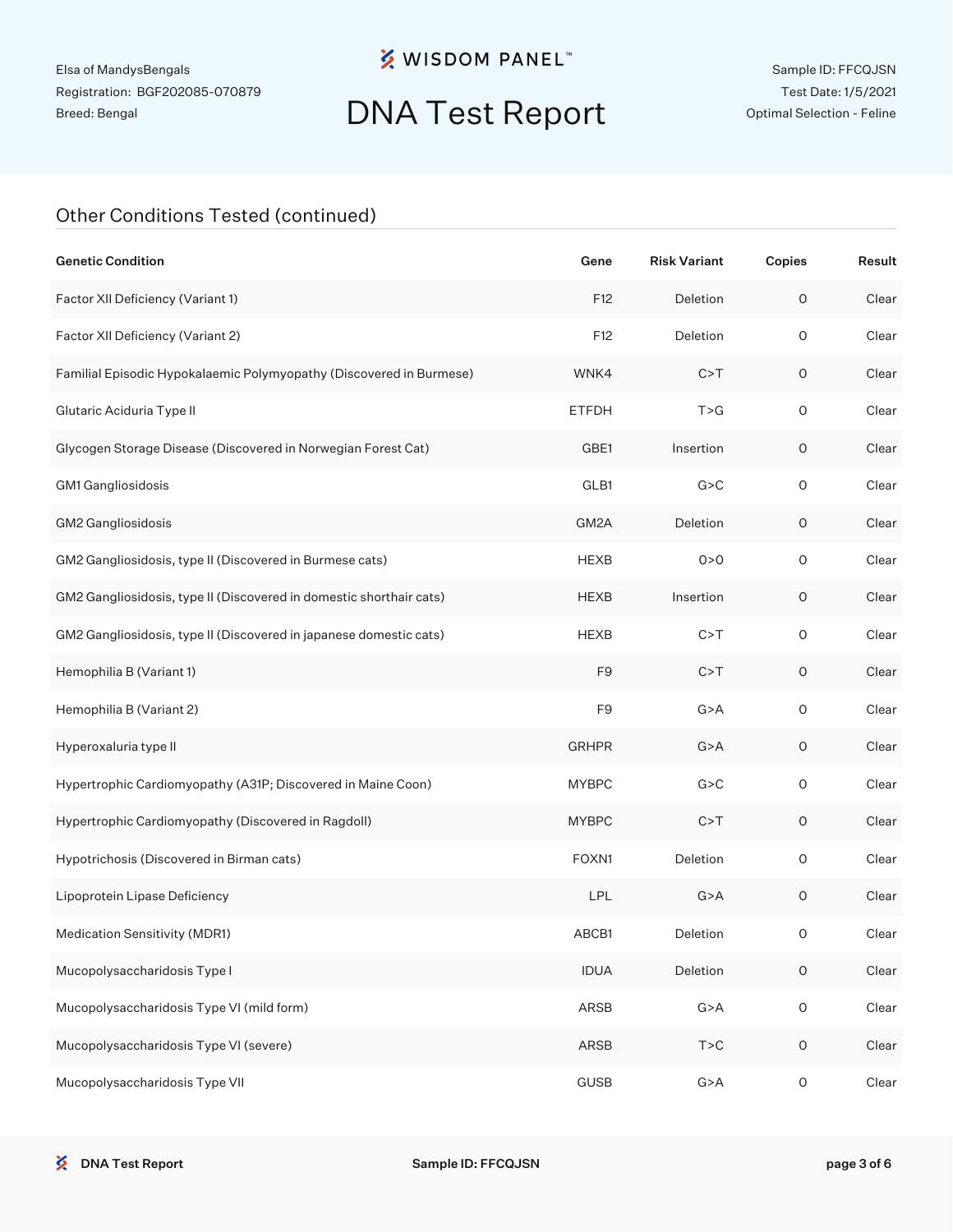Elsa of MandysBengals
Registration: BGF202085-070879
Breed: Bengal

WISDOM PANEL™

# DNA Test Report

Sample ID: FFCQJSN
Test Date: 1/5/2021
Optimal Selection - Feline

## Other Conditions Tested (continued)

| Genetic Condition | Gene | Risk Variant | Copies | Result |
|---|---|---|---|---|
| Factor XII Deficiency (Variant 1) | F12 | Deletion | 0 | Clear |
| Factor XII Deficiency (Variant 2) | F12 | Deletion | 0 | Clear |
| Familial Episodic Hypokalaemic Polymyopathy (Discovered in Burmese) | WNK4 | C>T | 0 | Clear |
| Glutaric Aciduria Type II | ETFDH | T>G | 0 | Clear |
| Glycogen Storage Disease (Discovered in Norwegian Forest Cat) | GBE1 | Insertion | 0 | Clear |
| GM1 Gangliosidosis | GLB1 | G>C | 0 | Clear |
| GM2 Gangliosidosis | GM2A | Deletion | 0 | Clear |
| GM2 Gangliosidosis, type II (Discovered in Burmese cats) | HEXB | 0>0 | 0 | Clear |
| GM2 Gangliosidosis, type II (Discovered in domestic shorthair cats) | HEXB | Insertion | 0 | Clear |
| GM2 Gangliosidosis, type II (Discovered in japanese domestic cats) | HEXB | C>T | 0 | Clear |
| Hemophilia B (Variant 1) | F9 | C>T | 0 | Clear |
| Hemophilia B (Variant 2) | F9 | G>A | 0 | Clear |
| Hyperoxaluria type II | GRHPR | G>A | 0 | Clear |
| Hypertrophic Cardiomyopathy (A31P; Discovered in Maine Coon) | MYBPC | G>C | 0 | Clear |
| Hypertrophic Cardiomyopathy (Discovered in Ragdoll) | MYBPC | C>T | 0 | Clear |
| Hypotrichosis (Discovered in Birman cats) | FOXN1 | Deletion | 0 | Clear |
| Lipoprotein Lipase Deficiency | LPL | G>A | 0 | Clear |
| Medication Sensitivity (MDR1) | ABCB1 | Deletion | 0 | Clear |
| Mucopolysaccharidosis Type I | IDUA | Deletion | 0 | Clear |
| Mucopolysaccharidosis Type VI (mild form) | ARSB | G>A | 0 | Clear |
| Mucopolysaccharidosis Type VI (severe) | ARSB | T>C | 0 | Clear |
| Mucopolysaccharidosis Type VII | GUSB | G>A | 0 | Clear |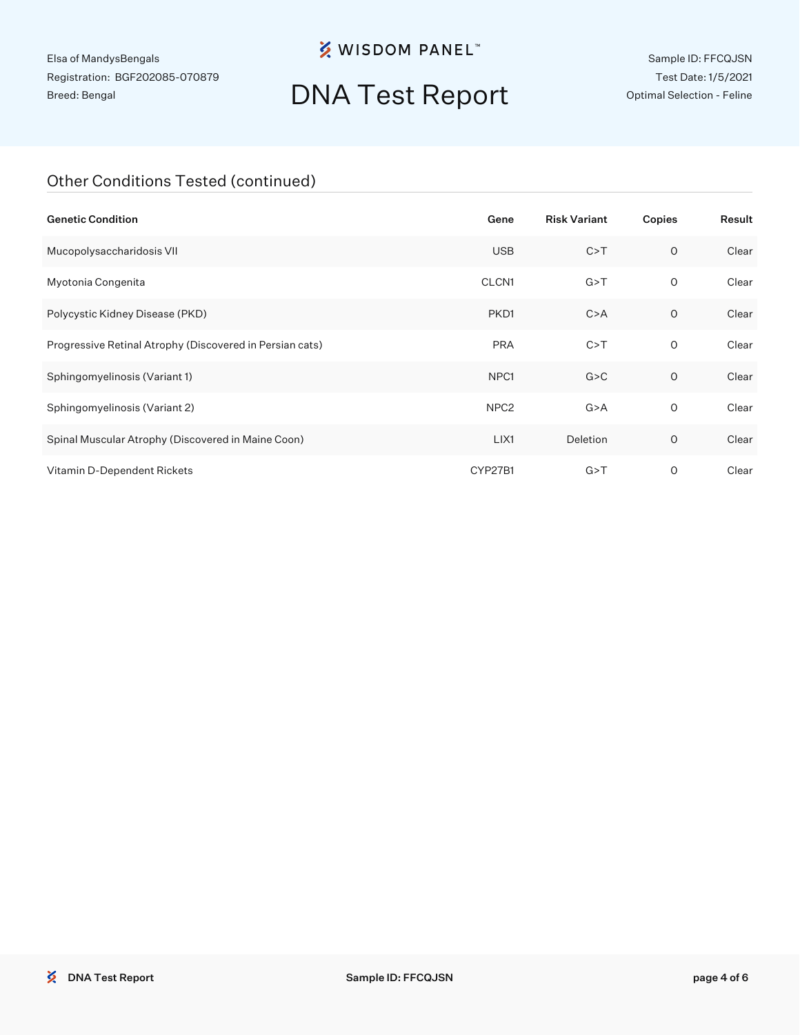## Other Conditions Tested (continued)

| Genetic Condition | Gene | Risk Variant | Copies | Result |
|---|---|---|---|---|
| Mucopolysaccharidosis VII | USB | C>T | 0 | Clear |
| Myotonia Congenita | CLCN1 | G>T | 0 | Clear |
| Polycystic Kidney Disease (PKD) | PKD1 | C>A | 0 | Clear |
| Progressive Retinal Atrophy (Discovered in Persian cats) | PRA | C>T | 0 | Clear |
| Sphingomyelinosis (Variant 1) | NPC1 | G>C | 0 | Clear |
| Sphingomyelinosis (Variant 2) | NPC2 | G>A | 0 | Clear |
| Spinal Muscular Atrophy (Discovered in Maine Coon) | LIX1 | Deletion | 0 | Clear |
| Vitamin D-Dependent Rickets | CYP27B1 | G>T | 0 | Clear |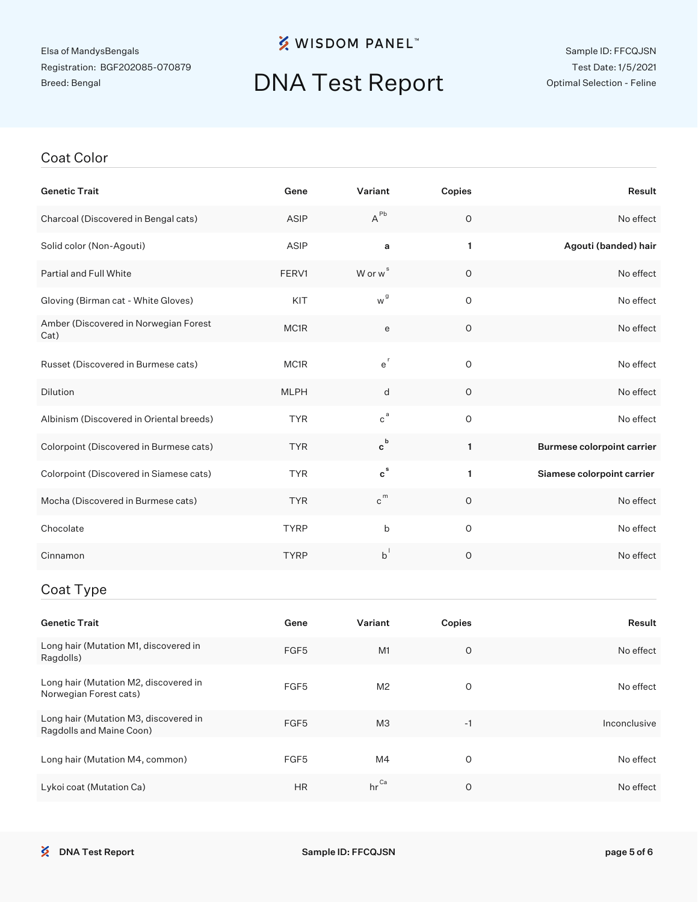Elsa of MandysBengals
Registration: BGF202085-070879
Breed: Bengal

WISDOM PANEL™

# DNA Test Report

Sample ID: FFCQJSN
Test Date: 1/5/2021
Optimal Selection - Feline

## Coat Color

| Genetic Trait | Gene | Variant | Copies | Result |
|---|---|---|---|---|
| Charcoal (Discovered in Bengal cats) | ASIP | $A^{Pb}$ | 0 | No effect |
| Solid color (Non-Agouti) | ASIP | **a** | **1** | **Agouti (banded) hair** |
| Partial and Full White | FERV1 | W or $w^{s}$ | 0 | No effect |
| Gloving (Birman cat - White Gloves) | KIT | $w^{g}$ | 0 | No effect |
| Amber (Discovered in Norwegian Forest Cat) | MC1R | e | 0 | No effect |
| Russet (Discovered in Burmese cats) | MC1R | $e^{r}$ | 0 | No effect |
| Dilution | MLPH | d | 0 | No effect |
| Albinism (Discovered in Oriental breeds) | TYR | $c^{a}$ | 0 | No effect |
| Colorpoint (Discovered in Burmese cats) | TYR | **$c^{b}$** | **1** | **Burmese colorpoint carrier** |
| Colorpoint (Discovered in Siamese cats) | TYR | **$c^{s}$** | **1** | **Siamese colorpoint carrier** |
| Mocha (Discovered in Burmese cats) | TYR | $c^{m}$ | 0 | No effect |
| Chocolate | TYRP | b | 0 | No effect |
| Cinnamon | TYRP | $b^{l}$ | 0 | No effect |

## Coat Type

| Genetic Trait | Gene | Variant | Copies | Result |
|---|---|---|---|---|
| Long hair (Mutation M1, discovered in Ragdolls) | FGF5 | M1 | 0 | No effect |
| Long hair (Mutation M2, discovered in Norwegian Forest cats) | FGF5 | M2 | 0 | No effect |
| Long hair (Mutation M3, discovered in Ragdolls and Maine Coon) | FGF5 | M3 | -1 | Inconclusive |
| Long hair (Mutation M4, common) | FGF5 | M4 | 0 | No effect |
| Lykoi coat (Mutation Ca) | HR | $hr^{Ca}$ | 0 | No effect |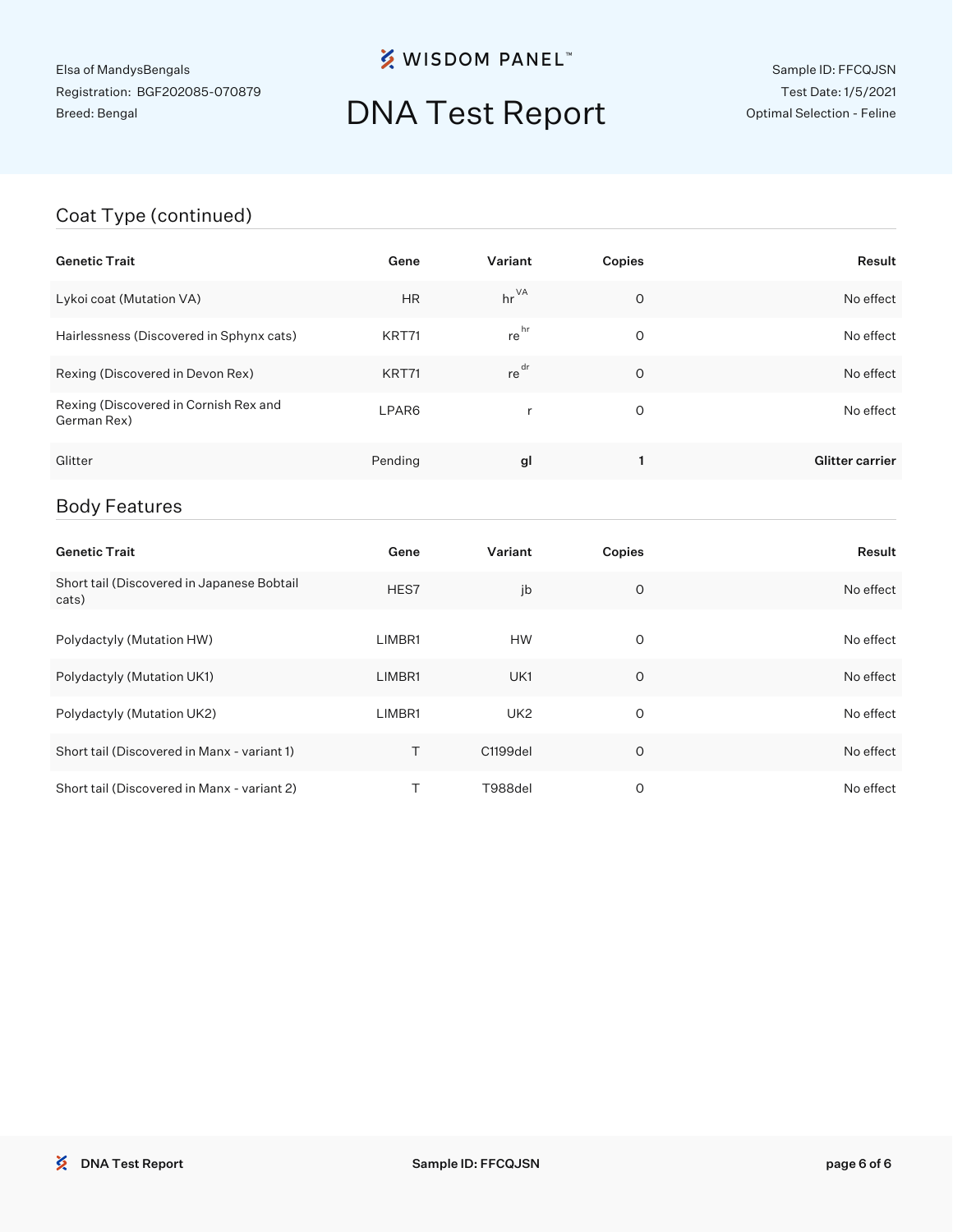## Coat Type (continued)

| Genetic Trait | Gene | Variant | Copies | Result |
|---|---|---|---|---|
| Lykoi coat (Mutation VA) | HR | $hr^{VA}$ | 0 | No effect |
| Hairlessness (Discovered in Sphynx cats) | KRT71 | $re^{hr}$ | 0 | No effect |
| Rexing (Discovered in Devon Rex) | KRT71 | $re^{dr}$ | 0 | No effect |
| Rexing (Discovered in Cornish Rex and German Rex) | LPAR6 | r | 0 | No effect |
| Glitter | Pending | **gl** | **1** | **Glitter carrier** |

## Body Features

| Genetic Trait | Gene | Variant | Copies | Result |
|---|---|---|---|---|
| Short tail (Discovered in Japanese Bobtail cats) | HES7 | jb | 0 | No effect |
| Polydactyly (Mutation HW) | LIMBR1 | HW | 0 | No effect |
| Polydactyly (Mutation UK1) | LIMBR1 | UK1 | 0 | No effect |
| Polydactyly (Mutation UK2) | LIMBR1 | UK2 | 0 | No effect |
| Short tail (Discovered in Manx - variant 1) | T | C1199del | 0 | No effect |
| Short tail (Discovered in Manx - variant 2) | T | T988del | 0 | No effect |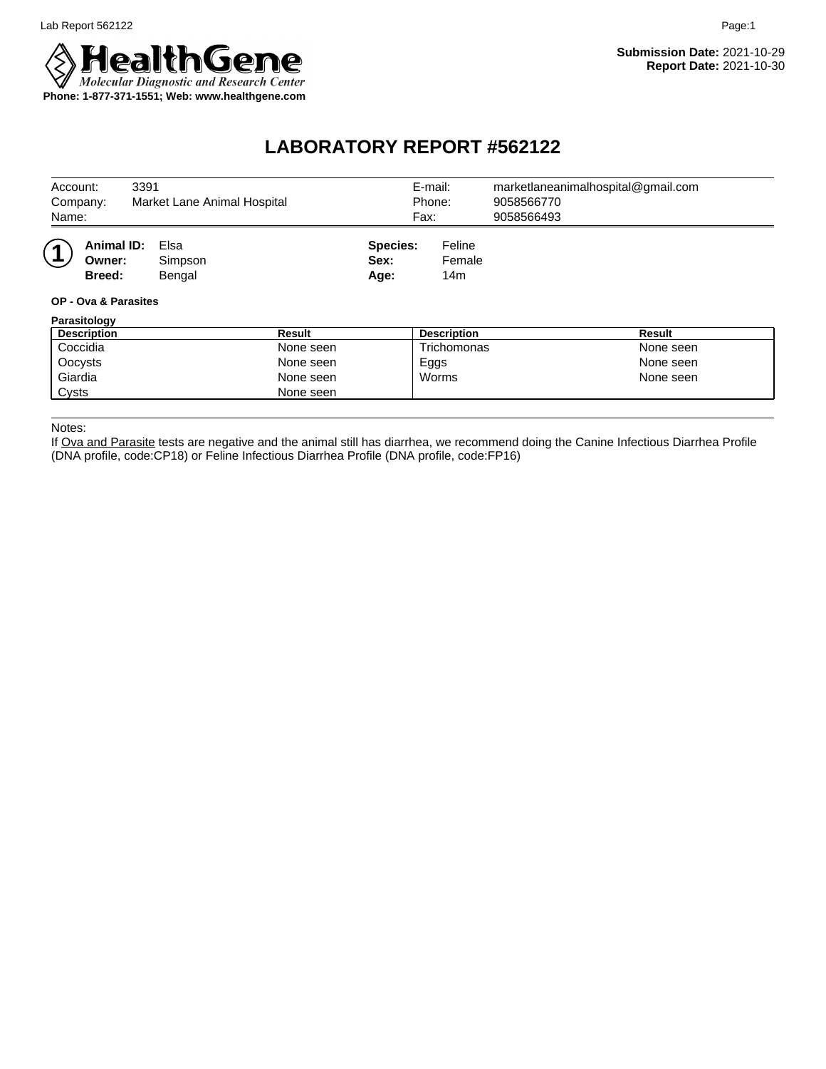**HealthGene**
*Molecular Diagnostic and Research Center*
**Phone: 1-877-371-1551; Web: www.healthgene.com**

**Submission Date:** 2021-10-29
**Report Date:** 2021-10-30

# LABORATORY REPORT #562122

| | | | |
|---|---|---|---|
| Account: | 3391 | E-mail: | marketlaneanimalhospital@gmail.com |
| Company: | Market Lane Animal Hospital | Phone: | 9058566770 |
| Name: | | Fax: | 9058566493 |

(1)

| | | | |
|---|---|---|---|
| **Animal ID:** | Elsa | **Species:** | Feline |
| **Owner:** | Simpson | **Sex:** | Female |
| **Breed:** | Bengal | **Age:** | 14m |

**OP - Ova & Parasites**

**Parasitology**

| Description | Result | Description | Result |
|---|---|---|---|
| Coccidia | None seen | Trichomonas | None seen |
| Oocysts | None seen | Eggs | None seen |
| Giardia | None seen | Worms | None seen |
| Cysts | None seen | | |

Notes:
If Ova and Parasite tests are negative and the animal still has diarrhea, we recommend doing the Canine Infectious Diarrhea Profile (DNA profile, code:CP18) or Feline Infectious Diarrhea Profile (DNA profile, code:FP16)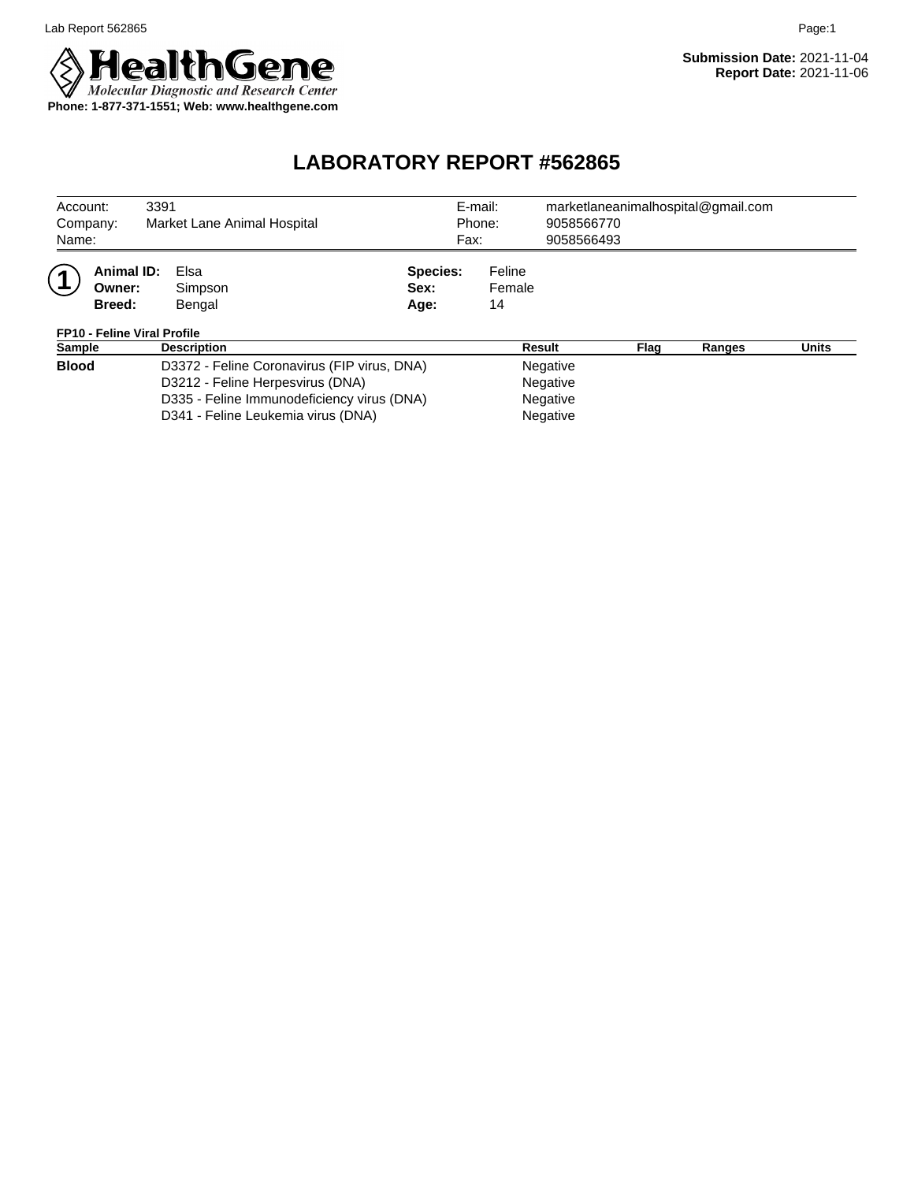**HealthGene**
*Molecular Diagnostic and Research Center*
**Phone: 1-877-371-1551; Web: www.healthgene.com**

**Submission Date:** 2021-11-04
**Report Date:** 2021-11-06

# LABORATORY REPORT #562865

| | | | |
|---|---|---|---|
| Account: | 3391 | E-mail: | marketlaneanimalhospital@gmail.com |
| Company: | Market Lane Animal Hospital | Phone: | 9058566770 |
| Name: | | Fax: | 9058566493 |

1

| | | | |
|---|---|---|---|
| **Animal ID:** | Elsa | **Species:** | Feline |
| **Owner:** | Simpson | **Sex:** | Female |
| **Breed:** | Bengal | **Age:** | 14 |

**FP10 - Feline Viral Profile**

| Sample | Description | Result | Flag | Ranges | Units |
|---|---|---|---|---|---|
| **Blood** | D3372 - Feline Coronavirus (FIP virus, DNA) | Negative | | | |
| | D3212 - Feline Herpesvirus (DNA) | Negative | | | |
| | D335 - Feline Immunodeficiency virus (DNA) | Negative | | | |
| | D341 - Feline Leukemia virus (DNA) | Negative | | | |